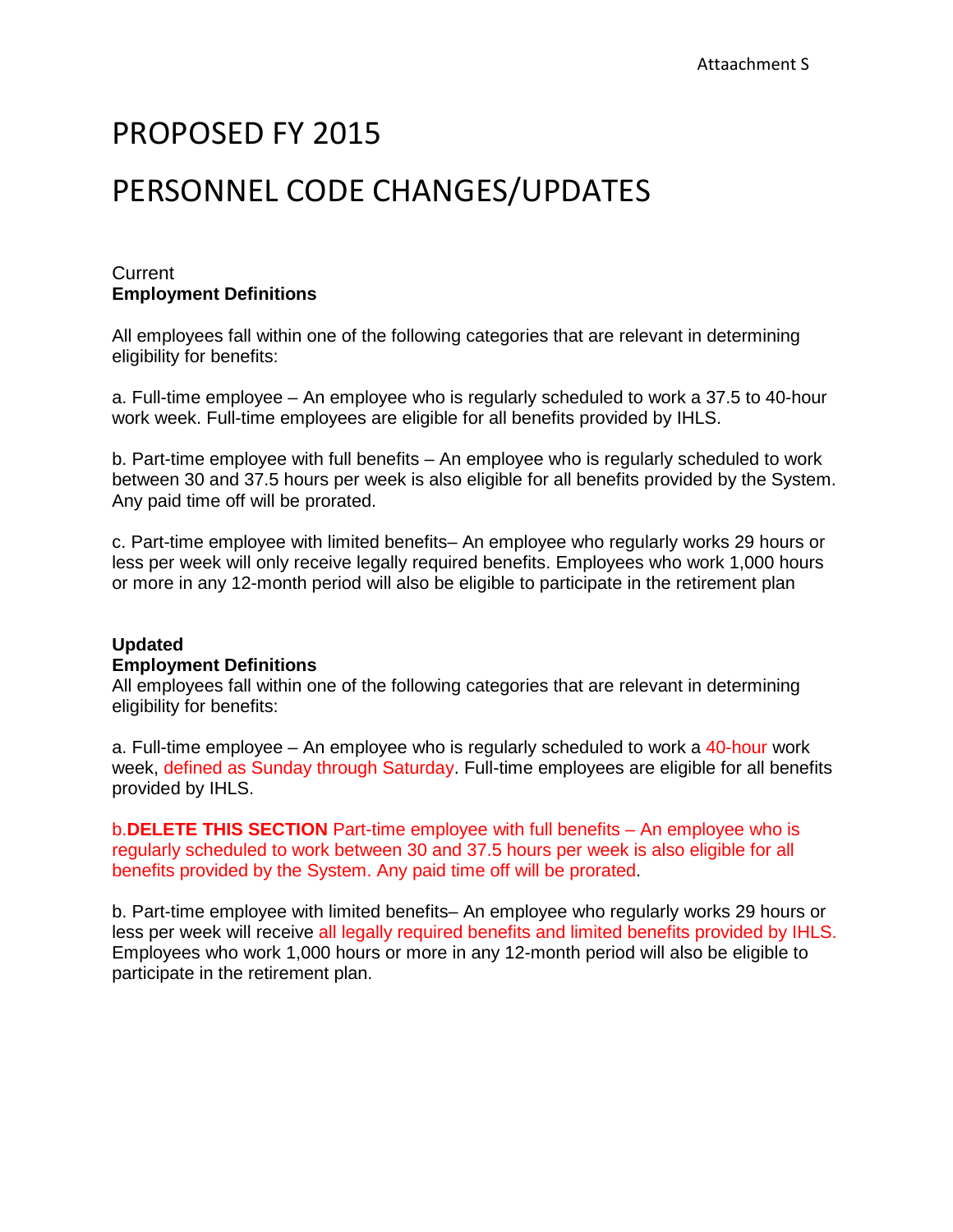Attaachment S

# PROPOSED FY 2015

# PERSONNEL CODE CHANGES/UPDATES

Current
**Employment Definitions**

All employees fall within one of the following categories that are relevant in determining eligibility for benefits:

a. Full-time employee – An employee who is regularly scheduled to work a 37.5 to 40-hour work week. Full-time employees are eligible for all benefits provided by IHLS.

b. Part-time employee with full benefits – An employee who is regularly scheduled to work between 30 and 37.5 hours per week is also eligible for all benefits provided by the System. Any paid time off will be prorated.

c. Part-time employee with limited benefits– An employee who regularly works 29 hours or less per week will only receive legally required benefits. Employees who work 1,000 hours or more in any 12-month period will also be eligible to participate in the retirement plan

**Updated**
**Employment Definitions**

All employees fall within one of the following categories that are relevant in determining eligibility for benefits:

a. Full-time employee – An employee who is regularly scheduled to work a 40-hour work week, defined as Sunday through Saturday. Full-time employees are eligible for all benefits provided by IHLS.

b.**DELETE THIS SECTION** Part-time employee with full benefits – An employee who is regularly scheduled to work between 30 and 37.5 hours per week is also eligible for all benefits provided by the System. Any paid time off will be prorated.

b. Part-time employee with limited benefits– An employee who regularly works 29 hours or less per week will receive all legally required benefits and limited benefits provided by IHLS. Employees who work 1,000 hours or more in any 12-month period will also be eligible to participate in the retirement plan.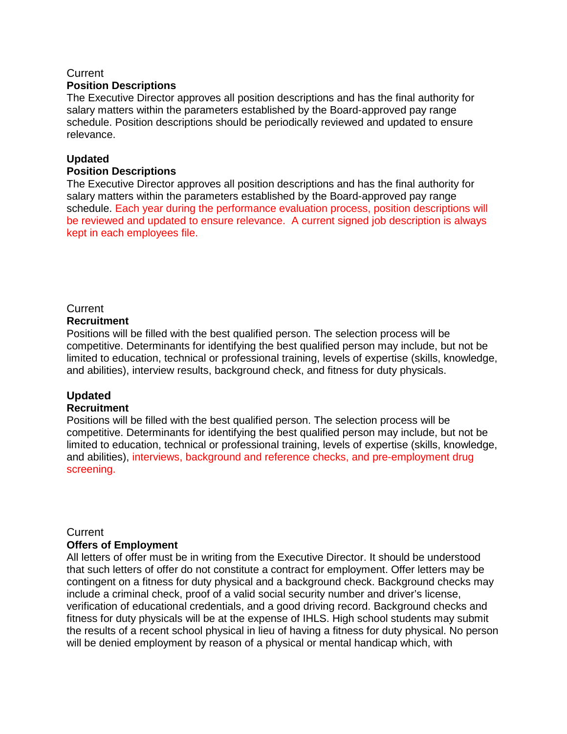Current

**Position Descriptions**

The Executive Director approves all position descriptions and has the final authority for salary matters within the parameters established by the Board-approved pay range schedule. Position descriptions should be periodically reviewed and updated to ensure relevance.

**Updated**

**Position Descriptions**

The Executive Director approves all position descriptions and has the final authority for salary matters within the parameters established by the Board-approved pay range schedule. Each year during the performance evaluation process, position descriptions will be reviewed and updated to ensure relevance. A current signed job description is always kept in each employees file.

Current

**Recruitment**

Positions will be filled with the best qualified person. The selection process will be competitive. Determinants for identifying the best qualified person may include, but not be limited to education, technical or professional training, levels of expertise (skills, knowledge, and abilities), interview results, background check, and fitness for duty physicals.

**Updated**

**Recruitment**

Positions will be filled with the best qualified person. The selection process will be competitive. Determinants for identifying the best qualified person may include, but not be limited to education, technical or professional training, levels of expertise (skills, knowledge, and abilities), interviews, background and reference checks, and pre-employment drug screening.

Current

**Offers of Employment**

All letters of offer must be in writing from the Executive Director. It should be understood that such letters of offer do not constitute a contract for employment. Offer letters may be contingent on a fitness for duty physical and a background check. Background checks may include a criminal check, proof of a valid social security number and driver's license, verification of educational credentials, and a good driving record. Background checks and fitness for duty physicals will be at the expense of IHLS. High school students may submit the results of a recent school physical in lieu of having a fitness for duty physical. No person will be denied employment by reason of a physical or mental handicap which, with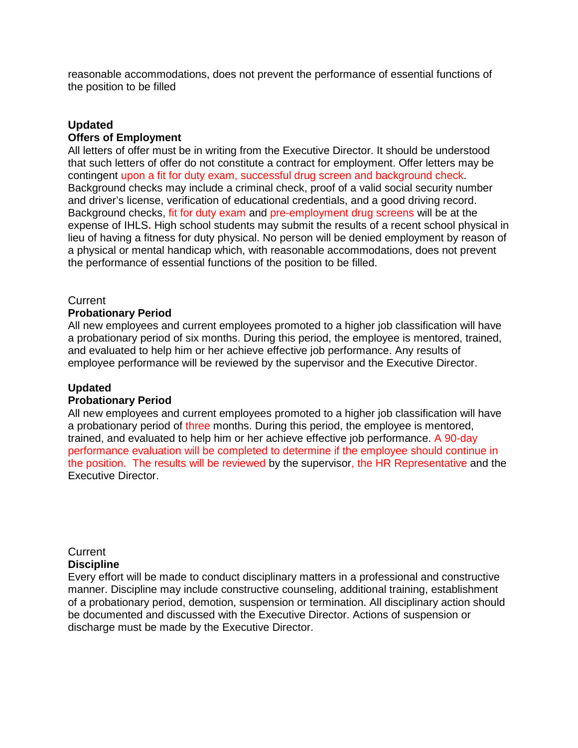reasonable accommodations, does not prevent the performance of essential functions of the position to be filled

**Updated**
**Offers of Employment**
All letters of offer must be in writing from the Executive Director. It should be understood that such letters of offer do not constitute a contract for employment. Offer letters may be contingent upon a fit for duty exam, successful drug screen and background check. Background checks may include a criminal check, proof of a valid social security number and driver's license, verification of educational credentials, and a good driving record. Background checks, fit for duty exam and pre-employment drug screens will be at the expense of IHLS. High school students may submit the results of a recent school physical in lieu of having a fitness for duty physical. No person will be denied employment by reason of a physical or mental handicap which, with reasonable accommodations, does not prevent the performance of essential functions of the position to be filled.

Current
**Probationary Period**
All new employees and current employees promoted to a higher job classification will have a probationary period of six months. During this period, the employee is mentored, trained, and evaluated to help him or her achieve effective job performance. Any results of employee performance will be reviewed by the supervisor and the Executive Director.

**Updated**
**Probationary Period**
All new employees and current employees promoted to a higher job classification will have a probationary period of three months. During this period, the employee is mentored, trained, and evaluated to help him or her achieve effective job performance. A 90-day performance evaluation will be completed to determine if the employee should continue in the position. The results will be reviewed by the supervisor, the HR Representative and the Executive Director.

Current
**Discipline**
Every effort will be made to conduct disciplinary matters in a professional and constructive manner. Discipline may include constructive counseling, additional training, establishment of a probationary period, demotion, suspension or termination. All disciplinary action should be documented and discussed with the Executive Director. Actions of suspension or discharge must be made by the Executive Director.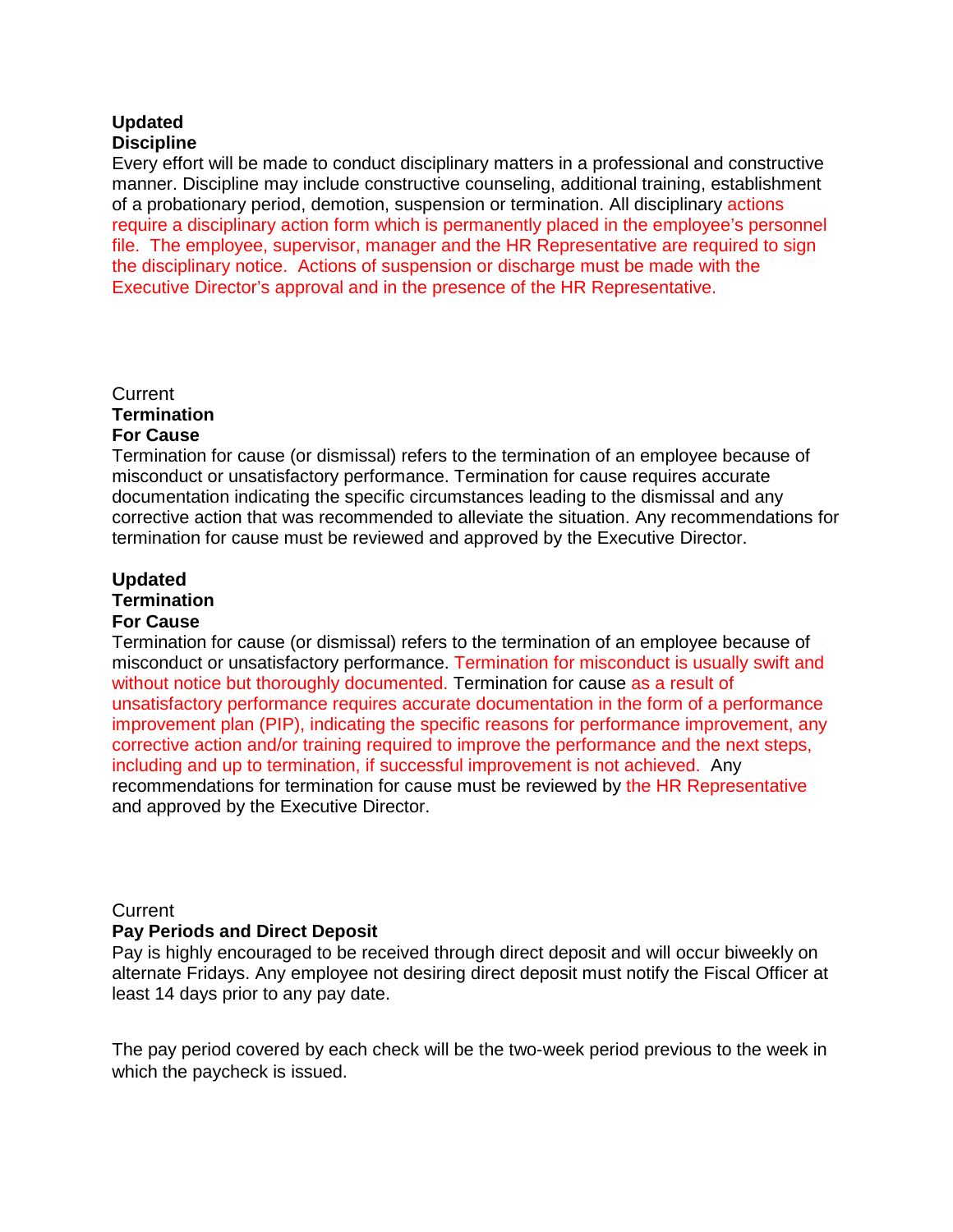**Updated**
**Discipline**
Every effort will be made to conduct disciplinary matters in a professional and constructive manner. Discipline may include constructive counseling, additional training, establishment of a probationary period, demotion, suspension or termination. All disciplinary actions require a disciplinary action form which is permanently placed in the employee's personnel file. The employee, supervisor, manager and the HR Representative are required to sign the disciplinary notice. Actions of suspension or discharge must be made with the Executive Director's approval and in the presence of the HR Representative.

Current
**Termination**
**For Cause**
Termination for cause (or dismissal) refers to the termination of an employee because of misconduct or unsatisfactory performance. Termination for cause requires accurate documentation indicating the specific circumstances leading to the dismissal and any corrective action that was recommended to alleviate the situation. Any recommendations for termination for cause must be reviewed and approved by the Executive Director.

**Updated**
**Termination**
**For Cause**
Termination for cause (or dismissal) refers to the termination of an employee because of misconduct or unsatisfactory performance. Termination for misconduct is usually swift and without notice but thoroughly documented. Termination for cause as a result of unsatisfactory performance requires accurate documentation in the form of a performance improvement plan (PIP), indicating the specific reasons for performance improvement, any corrective action and/or training required to improve the performance and the next steps, including and up to termination, if successful improvement is not achieved. Any recommendations for termination for cause must be reviewed by the HR Representative and approved by the Executive Director.

Current
**Pay Periods and Direct Deposit**
Pay is highly encouraged to be received through direct deposit and will occur biweekly on alternate Fridays. Any employee not desiring direct deposit must notify the Fiscal Officer at least 14 days prior to any pay date.

The pay period covered by each check will be the two-week period previous to the week in which the paycheck is issued.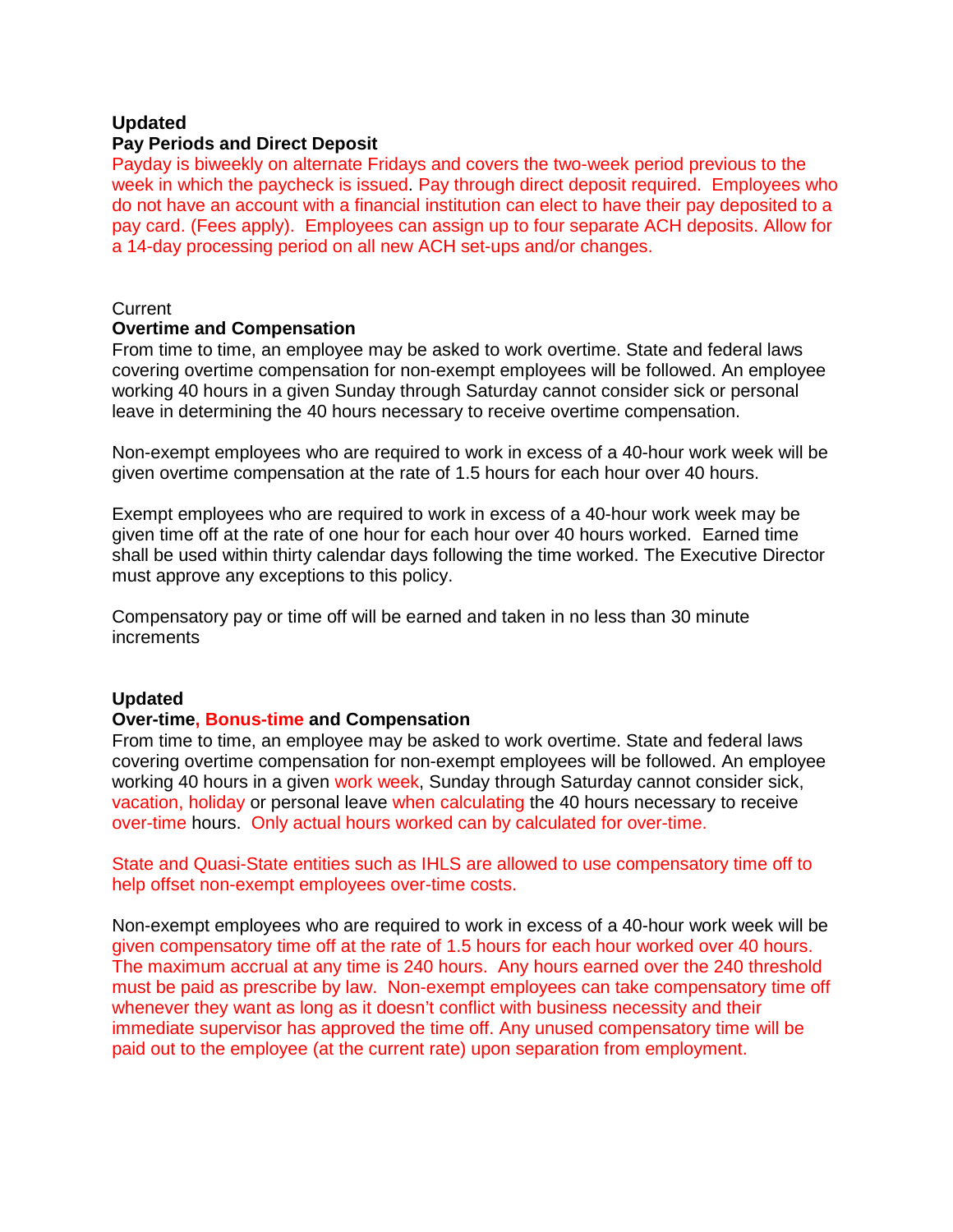**Updated**

**Pay Periods and Direct Deposit**

Payday is biweekly on alternate Fridays and covers the two-week period previous to the week in which the paycheck is issued. Pay through direct deposit required. Employees who do not have an account with a financial institution can elect to have their pay deposited to a pay card. (Fees apply). Employees can assign up to four separate ACH deposits. Allow for a 14-day processing period on all new ACH set-ups and/or changes.

Current

**Overtime and Compensation**

From time to time, an employee may be asked to work overtime. State and federal laws covering overtime compensation for non-exempt employees will be followed. An employee working 40 hours in a given Sunday through Saturday cannot consider sick or personal leave in determining the 40 hours necessary to receive overtime compensation.

Non-exempt employees who are required to work in excess of a 40-hour work week will be given overtime compensation at the rate of 1.5 hours for each hour over 40 hours.

Exempt employees who are required to work in excess of a 40-hour work week may be given time off at the rate of one hour for each hour over 40 hours worked. Earned time shall be used within thirty calendar days following the time worked. The Executive Director must approve any exceptions to this policy.

Compensatory pay or time off will be earned and taken in no less than 30 minute increments

**Updated**

**Over-time, Bonus-time and Compensation**

From time to time, an employee may be asked to work overtime. State and federal laws covering overtime compensation for non-exempt employees will be followed. An employee working 40 hours in a given work week, Sunday through Saturday cannot consider sick, vacation, holiday or personal leave when calculating the 40 hours necessary to receive over-time hours. Only actual hours worked can by calculated for over-time.

State and Quasi-State entities such as IHLS are allowed to use compensatory time off to help offset non-exempt employees over-time costs.

Non-exempt employees who are required to work in excess of a 40-hour work week will be given compensatory time off at the rate of 1.5 hours for each hour worked over 40 hours. The maximum accrual at any time is 240 hours. Any hours earned over the 240 threshold must be paid as prescribe by law. Non-exempt employees can take compensatory time off whenever they want as long as it doesn't conflict with business necessity and their immediate supervisor has approved the time off. Any unused compensatory time will be paid out to the employee (at the current rate) upon separation from employment.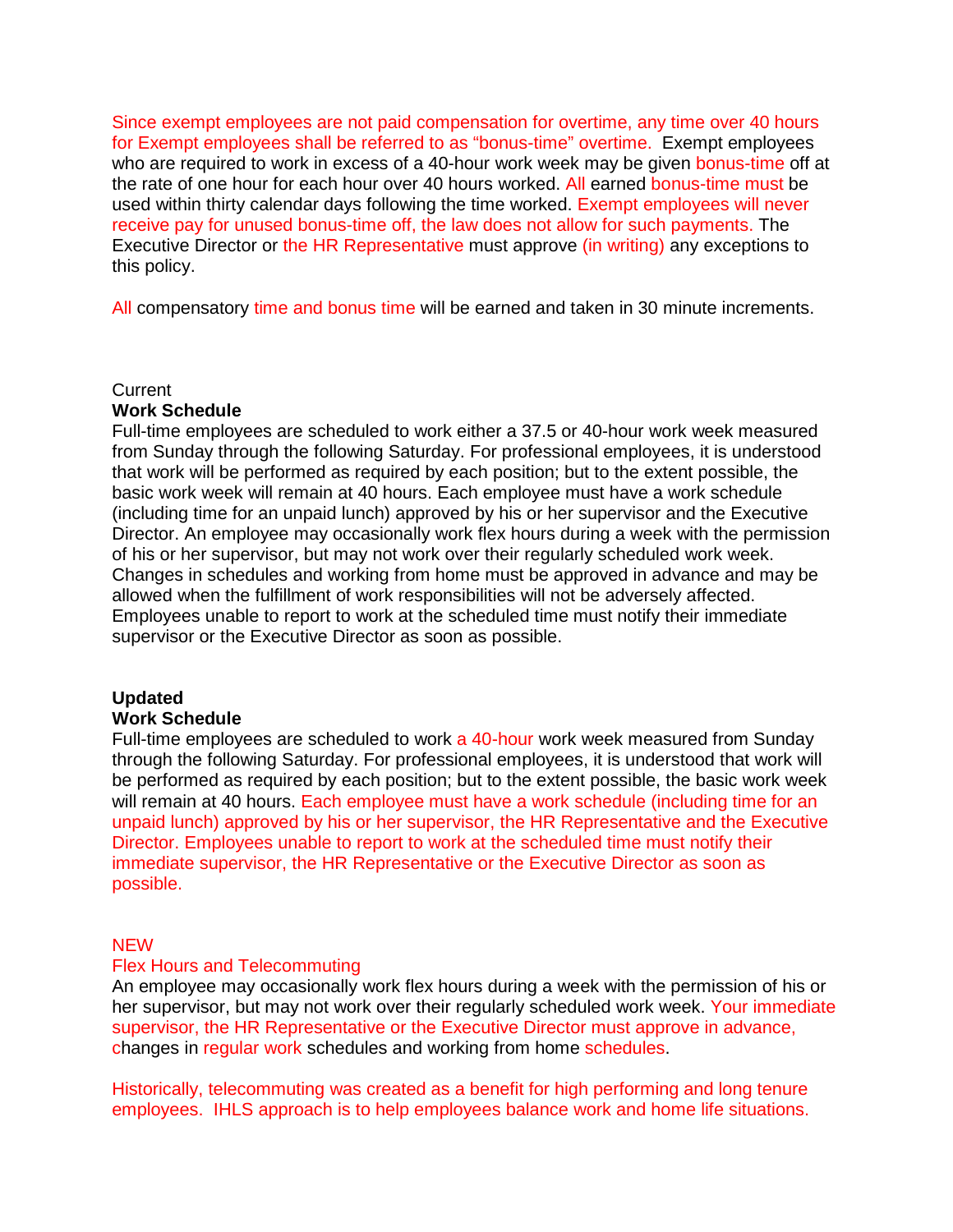Since exempt employees are not paid compensation for overtime, any time over 40 hours for Exempt employees shall be referred to as “bonus-time” overtime. Exempt employees who are required to work in excess of a 40-hour work week may be given bonus-time off at the rate of one hour for each hour over 40 hours worked. All earned bonus-time must be used within thirty calendar days following the time worked. Exempt employees will never receive pay for unused bonus-time off, the law does not allow for such payments. The Executive Director or the HR Representative must approve (in writing) any exceptions to this policy.

All compensatory time and bonus time will be earned and taken in 30 minute increments.

Current

**Work Schedule**

Full-time employees are scheduled to work either a 37.5 or 40-hour work week measured from Sunday through the following Saturday. For professional employees, it is understood that work will be performed as required by each position; but to the extent possible, the basic work week will remain at 40 hours. Each employee must have a work schedule (including time for an unpaid lunch) approved by his or her supervisor and the Executive Director. An employee may occasionally work flex hours during a week with the permission of his or her supervisor, but may not work over their regularly scheduled work week. Changes in schedules and working from home must be approved in advance and may be allowed when the fulfillment of work responsibilities will not be adversely affected. Employees unable to report to work at the scheduled time must notify their immediate supervisor or the Executive Director as soon as possible.

**Updated**

**Work Schedule**

Full-time employees are scheduled to work a 40-hour work week measured from Sunday through the following Saturday. For professional employees, it is understood that work will be performed as required by each position; but to the extent possible, the basic work week will remain at 40 hours. Each employee must have a work schedule (including time for an unpaid lunch) approved by his or her supervisor, the HR Representative and the Executive Director. Employees unable to report to work at the scheduled time must notify their immediate supervisor, the HR Representative or the Executive Director as soon as possible.

NEW

Flex Hours and Telecommuting

An employee may occasionally work flex hours during a week with the permission of his or her supervisor, but may not work over their regularly scheduled work week. Your immediate supervisor, the HR Representative or the Executive Director must approve in advance, changes in regular work schedules and working from home schedules.

Historically, telecommuting was created as a benefit for high performing and long tenure employees. IHLS approach is to help employees balance work and home life situations.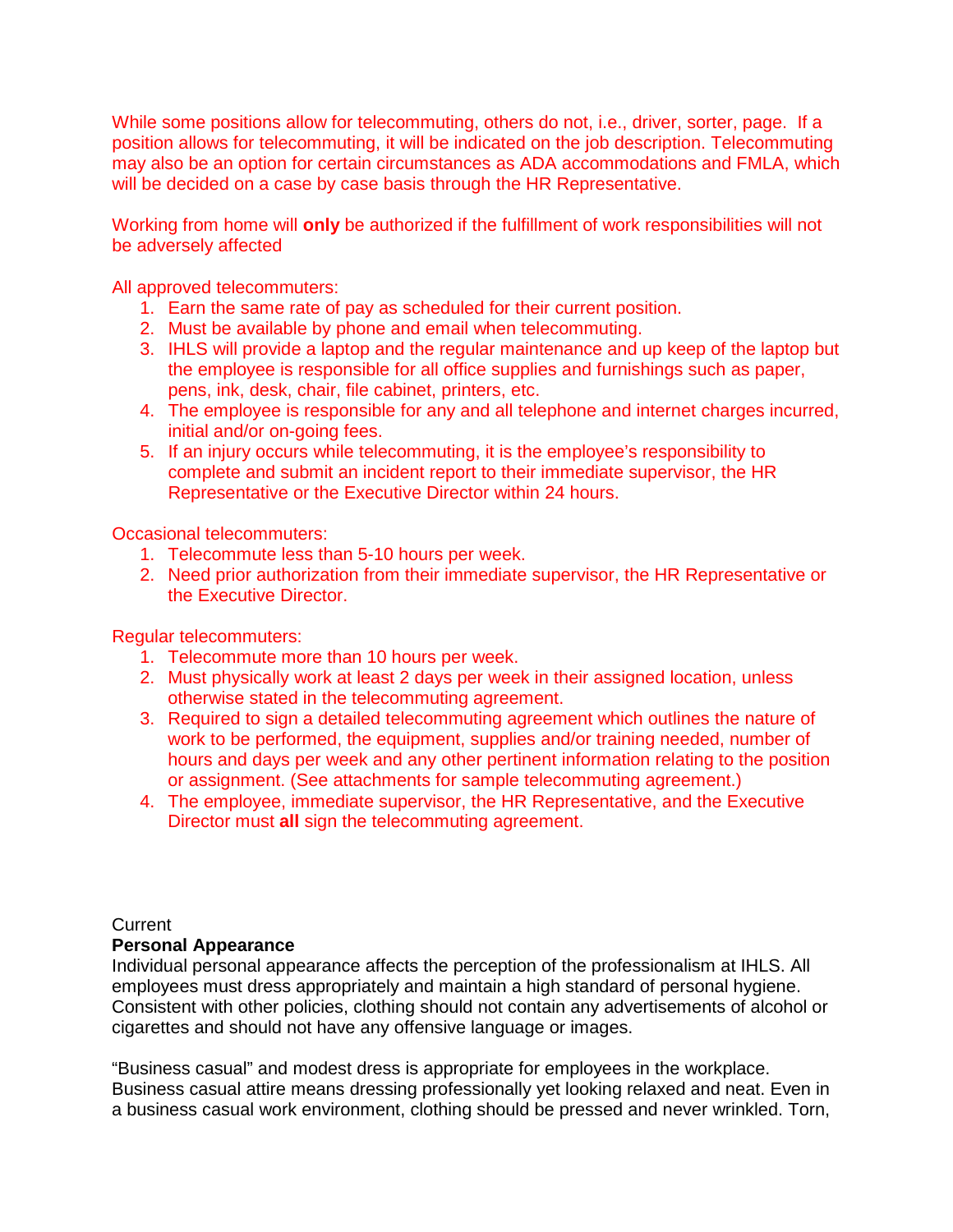While some positions allow for telecommuting, others do not, i.e., driver, sorter, page. If a position allows for telecommuting, it will be indicated on the job description. Telecommuting may also be an option for certain circumstances as ADA accommodations and FMLA, which will be decided on a case by case basis through the HR Representative.

Working from home will **only** be authorized if the fulfillment of work responsibilities will not be adversely affected

All approved telecommuters:

1. Earn the same rate of pay as scheduled for their current position.
2. Must be available by phone and email when telecommuting.
3. IHLS will provide a laptop and the regular maintenance and up keep of the laptop but the employee is responsible for all office supplies and furnishings such as paper, pens, ink, desk, chair, file cabinet, printers, etc.
4. The employee is responsible for any and all telephone and internet charges incurred, initial and/or on-going fees.
5. If an injury occurs while telecommuting, it is the employee's responsibility to complete and submit an incident report to their immediate supervisor, the HR Representative or the Executive Director within 24 hours.

Occasional telecommuters:

1. Telecommute less than 5-10 hours per week.
2. Need prior authorization from their immediate supervisor, the HR Representative or the Executive Director.

Regular telecommuters:

1. Telecommute more than 10 hours per week.
2. Must physically work at least 2 days per week in their assigned location, unless otherwise stated in the telecommuting agreement.
3. Required to sign a detailed telecommuting agreement which outlines the nature of work to be performed, the equipment, supplies and/or training needed, number of hours and days per week and any other pertinent information relating to the position or assignment. (See attachments for sample telecommuting agreement.)
4. The employee, immediate supervisor, the HR Representative, and the Executive Director must **all** sign the telecommuting agreement.

Current

**Personal Appearance**

Individual personal appearance affects the perception of the professionalism at IHLS. All employees must dress appropriately and maintain a high standard of personal hygiene. Consistent with other policies, clothing should not contain any advertisements of alcohol or cigarettes and should not have any offensive language or images.

"Business casual" and modest dress is appropriate for employees in the workplace. Business casual attire means dressing professionally yet looking relaxed and neat. Even in a business casual work environment, clothing should be pressed and never wrinkled. Torn,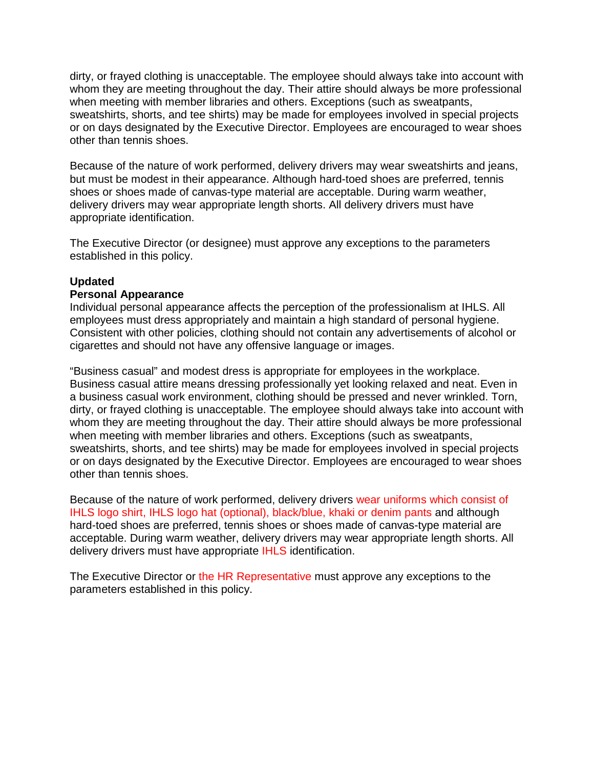dirty, or frayed clothing is unacceptable. The employee should always take into account with whom they are meeting throughout the day. Their attire should always be more professional when meeting with member libraries and others. Exceptions (such as sweatpants, sweatshirts, shorts, and tee shirts) may be made for employees involved in special projects or on days designated by the Executive Director. Employees are encouraged to wear shoes other than tennis shoes.

Because of the nature of work performed, delivery drivers may wear sweatshirts and jeans, but must be modest in their appearance. Although hard-toed shoes are preferred, tennis shoes or shoes made of canvas-type material are acceptable. During warm weather, delivery drivers may wear appropriate length shorts. All delivery drivers must have appropriate identification.

The Executive Director (or designee) must approve any exceptions to the parameters established in this policy.

**Updated**

**Personal Appearance**

Individual personal appearance affects the perception of the professionalism at IHLS. All employees must dress appropriately and maintain a high standard of personal hygiene. Consistent with other policies, clothing should not contain any advertisements of alcohol or cigarettes and should not have any offensive language or images.

"Business casual" and modest dress is appropriate for employees in the workplace. Business casual attire means dressing professionally yet looking relaxed and neat. Even in a business casual work environment, clothing should be pressed and never wrinkled. Torn, dirty, or frayed clothing is unacceptable. The employee should always take into account with whom they are meeting throughout the day. Their attire should always be more professional when meeting with member libraries and others. Exceptions (such as sweatpants, sweatshirts, shorts, and tee shirts) may be made for employees involved in special projects or on days designated by the Executive Director. Employees are encouraged to wear shoes other than tennis shoes.

Because of the nature of work performed, delivery drivers wear uniforms which consist of IHLS logo shirt, IHLS logo hat (optional), black/blue, khaki or denim pants and although hard-toed shoes are preferred, tennis shoes or shoes made of canvas-type material are acceptable. During warm weather, delivery drivers may wear appropriate length shorts. All delivery drivers must have appropriate IHLS identification.

The Executive Director or the HR Representative must approve any exceptions to the parameters established in this policy.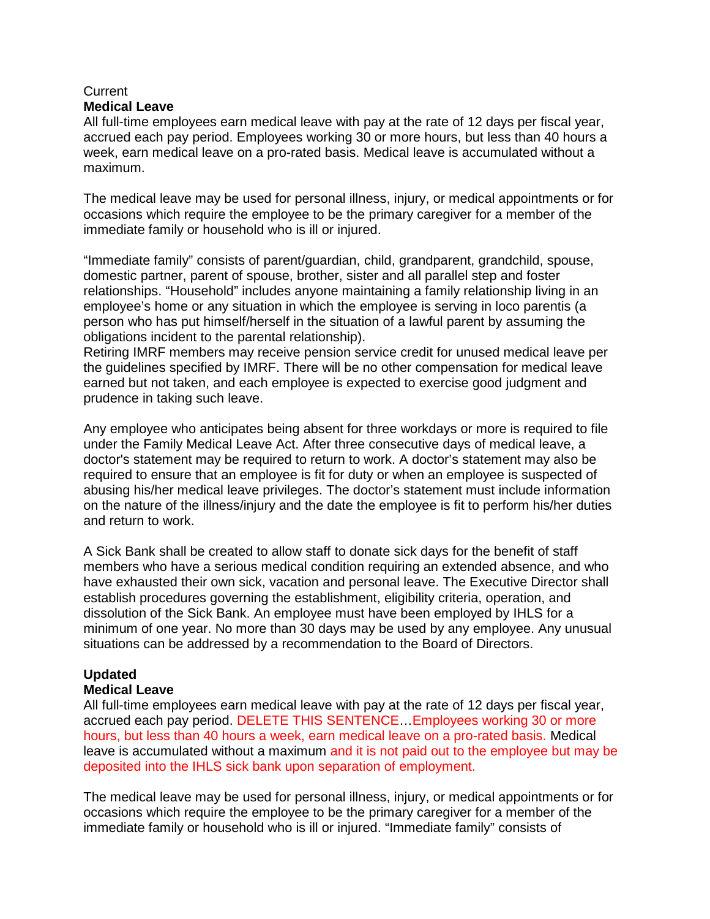Current

**Medical Leave**

All full-time employees earn medical leave with pay at the rate of 12 days per fiscal year, accrued each pay period. Employees working 30 or more hours, but less than 40 hours a week, earn medical leave on a pro-rated basis. Medical leave is accumulated without a maximum.

The medical leave may be used for personal illness, injury, or medical appointments or for occasions which require the employee to be the primary caregiver for a member of the immediate family or household who is ill or injured.

"Immediate family" consists of parent/guardian, child, grandparent, grandchild, spouse, domestic partner, parent of spouse, brother, sister and all parallel step and foster relationships. "Household" includes anyone maintaining a family relationship living in an employee's home or any situation in which the employee is serving in loco parentis (a person who has put himself/herself in the situation of a lawful parent by assuming the obligations incident to the parental relationship).
Retiring IMRF members may receive pension service credit for unused medical leave per the guidelines specified by IMRF. There will be no other compensation for medical leave earned but not taken, and each employee is expected to exercise good judgment and prudence in taking such leave.

Any employee who anticipates being absent for three workdays or more is required to file under the Family Medical Leave Act. After three consecutive days of medical leave, a doctor's statement may be required to return to work. A doctor's statement may also be required to ensure that an employee is fit for duty or when an employee is suspected of abusing his/her medical leave privileges. The doctor's statement must include information on the nature of the illness/injury and the date the employee is fit to perform his/her duties and return to work.

A Sick Bank shall be created to allow staff to donate sick days for the benefit of staff members who have a serious medical condition requiring an extended absence, and who have exhausted their own sick, vacation and personal leave. The Executive Director shall establish procedures governing the establishment, eligibility criteria, operation, and dissolution of the Sick Bank. An employee must have been employed by IHLS for a minimum of one year. No more than 30 days may be used by any employee. Any unusual situations can be addressed by a recommendation to the Board of Directors.

**Updated**

**Medical Leave**

All full-time employees earn medical leave with pay at the rate of 12 days per fiscal year, accrued each pay period. DELETE THIS SENTENCE…Employees working 30 or more hours, but less than 40 hours a week, earn medical leave on a pro-rated basis. Medical leave is accumulated without a maximum and it is not paid out to the employee but may be deposited into the IHLS sick bank upon separation of employment.

The medical leave may be used for personal illness, injury, or medical appointments or for occasions which require the employee to be the primary caregiver for a member of the immediate family or household who is ill or injured. "Immediate family" consists of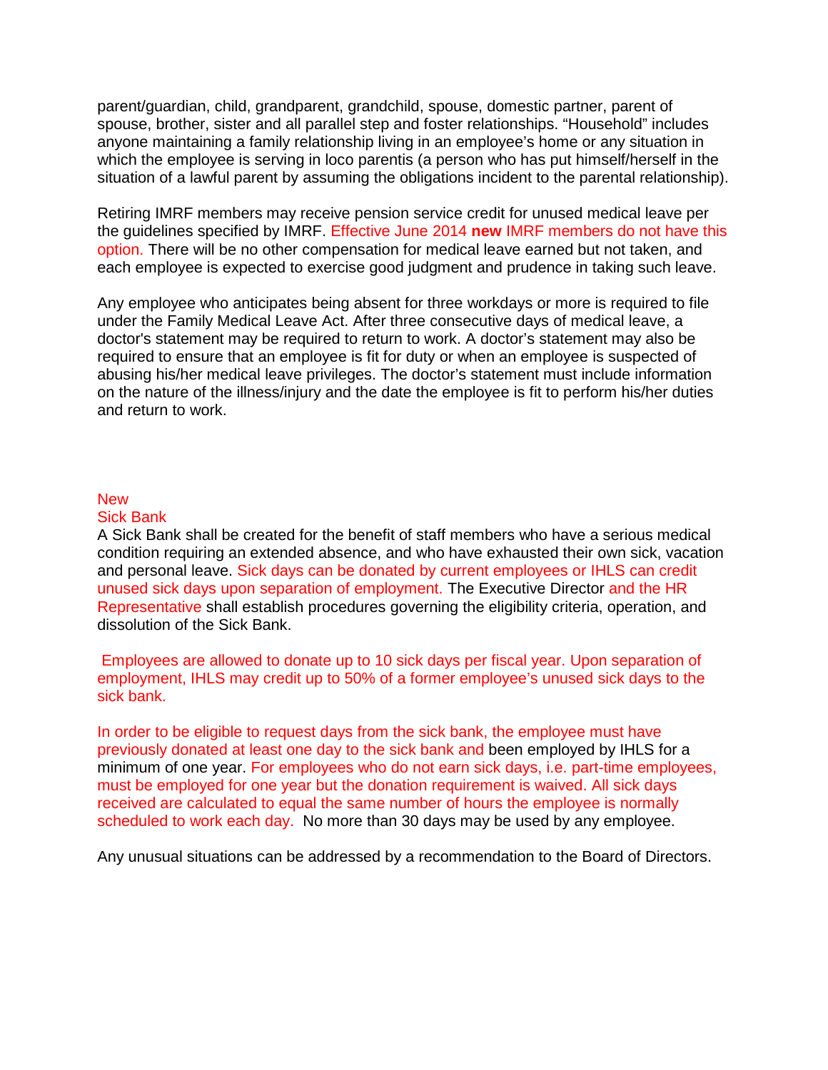parent/guardian, child, grandparent, grandchild, spouse, domestic partner, parent of spouse, brother, sister and all parallel step and foster relationships. “Household” includes anyone maintaining a family relationship living in an employee’s home or any situation in which the employee is serving in loco parentis (a person who has put himself/herself in the situation of a lawful parent by assuming the obligations incident to the parental relationship).

Retiring IMRF members may receive pension service credit for unused medical leave per the guidelines specified by IMRF. Effective June 2014 **new** IMRF members do not have this option. There will be no other compensation for medical leave earned but not taken, and each employee is expected to exercise good judgment and prudence in taking such leave.

Any employee who anticipates being absent for three workdays or more is required to file under the Family Medical Leave Act. After three consecutive days of medical leave, a doctor's statement may be required to return to work. A doctor’s statement may also be required to ensure that an employee is fit for duty or when an employee is suspected of abusing his/her medical leave privileges. The doctor’s statement must include information on the nature of the illness/injury and the date the employee is fit to perform his/her duties and return to work.

New

Sick Bank

A Sick Bank shall be created for the benefit of staff members who have a serious medical condition requiring an extended absence, and who have exhausted their own sick, vacation and personal leave. Sick days can be donated by current employees or IHLS can credit unused sick days upon separation of employment. The Executive Director and the HR Representative shall establish procedures governing the eligibility criteria, operation, and dissolution of the Sick Bank.

Employees are allowed to donate up to 10 sick days per fiscal year. Upon separation of employment, IHLS may credit up to 50% of a former employee’s unused sick days to the sick bank.

In order to be eligible to request days from the sick bank, the employee must have previously donated at least one day to the sick bank and been employed by IHLS for a minimum of one year. For employees who do not earn sick days, i.e. part-time employees, must be employed for one year but the donation requirement is waived. All sick days received are calculated to equal the same number of hours the employee is normally scheduled to work each day. No more than 30 days may be used by any employee.

Any unusual situations can be addressed by a recommendation to the Board of Directors.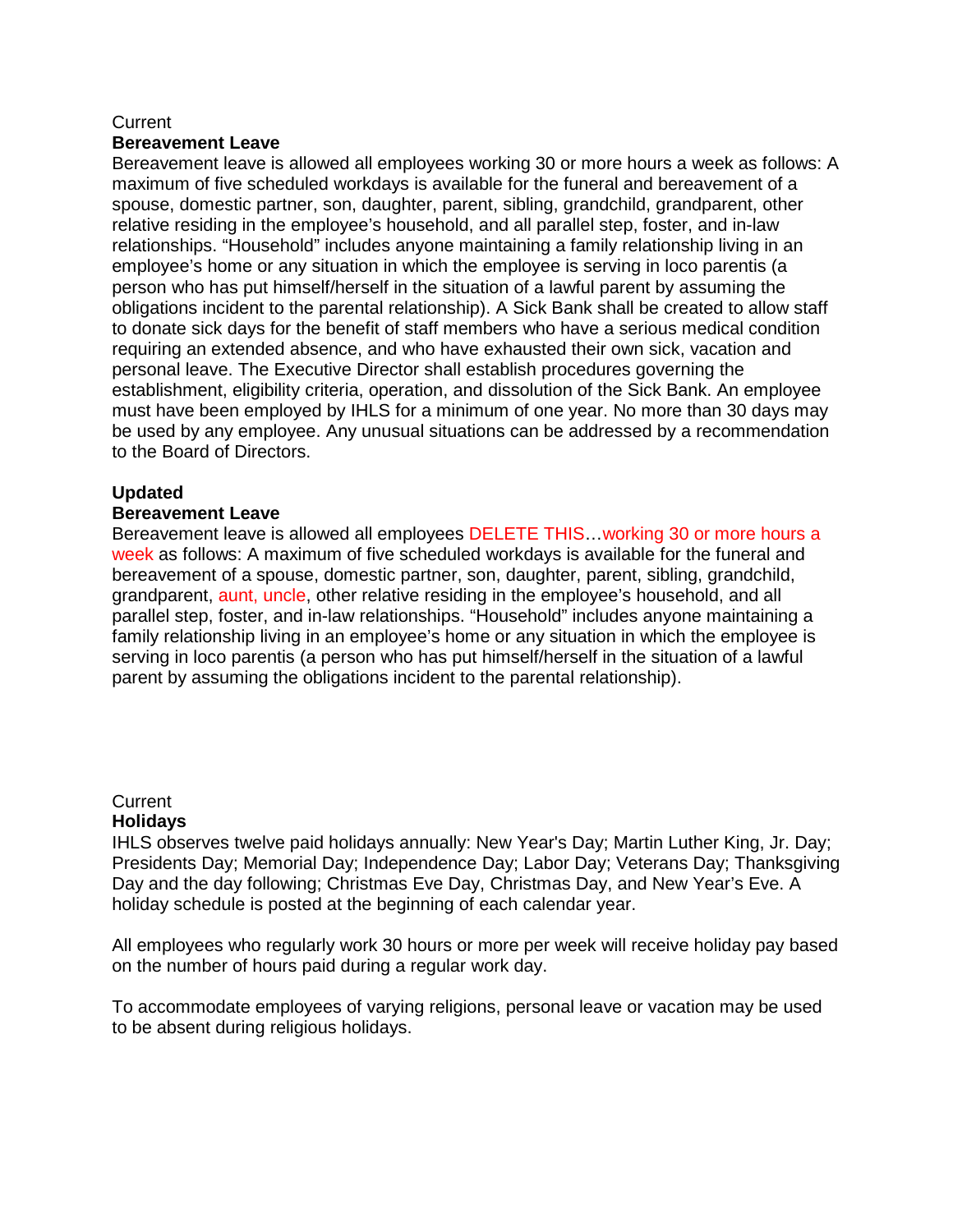Current

**Bereavement Leave**

Bereavement leave is allowed all employees working 30 or more hours a week as follows: A maximum of five scheduled workdays is available for the funeral and bereavement of a spouse, domestic partner, son, daughter, parent, sibling, grandchild, grandparent, other relative residing in the employee's household, and all parallel step, foster, and in-law relationships. "Household" includes anyone maintaining a family relationship living in an employee's home or any situation in which the employee is serving in loco parentis (a person who has put himself/herself in the situation of a lawful parent by assuming the obligations incident to the parental relationship). A Sick Bank shall be created to allow staff to donate sick days for the benefit of staff members who have a serious medical condition requiring an extended absence, and who have exhausted their own sick, vacation and personal leave. The Executive Director shall establish procedures governing the establishment, eligibility criteria, operation, and dissolution of the Sick Bank. An employee must have been employed by IHLS for a minimum of one year. No more than 30 days may be used by any employee. Any unusual situations can be addressed by a recommendation to the Board of Directors.

**Updated**

**Bereavement Leave**

Bereavement leave is allowed all employees DELETE THIS…working 30 or more hours a week as follows: A maximum of five scheduled workdays is available for the funeral and bereavement of a spouse, domestic partner, son, daughter, parent, sibling, grandchild, grandparent, aunt, uncle, other relative residing in the employee's household, and all parallel step, foster, and in-law relationships. "Household" includes anyone maintaining a family relationship living in an employee's home or any situation in which the employee is serving in loco parentis (a person who has put himself/herself in the situation of a lawful parent by assuming the obligations incident to the parental relationship).

Current

**Holidays**

IHLS observes twelve paid holidays annually: New Year's Day; Martin Luther King, Jr. Day; Presidents Day; Memorial Day; Independence Day; Labor Day; Veterans Day; Thanksgiving Day and the day following; Christmas Eve Day, Christmas Day, and New Year's Eve. A holiday schedule is posted at the beginning of each calendar year.

All employees who regularly work 30 hours or more per week will receive holiday pay based on the number of hours paid during a regular work day.

To accommodate employees of varying religions, personal leave or vacation may be used to be absent during religious holidays.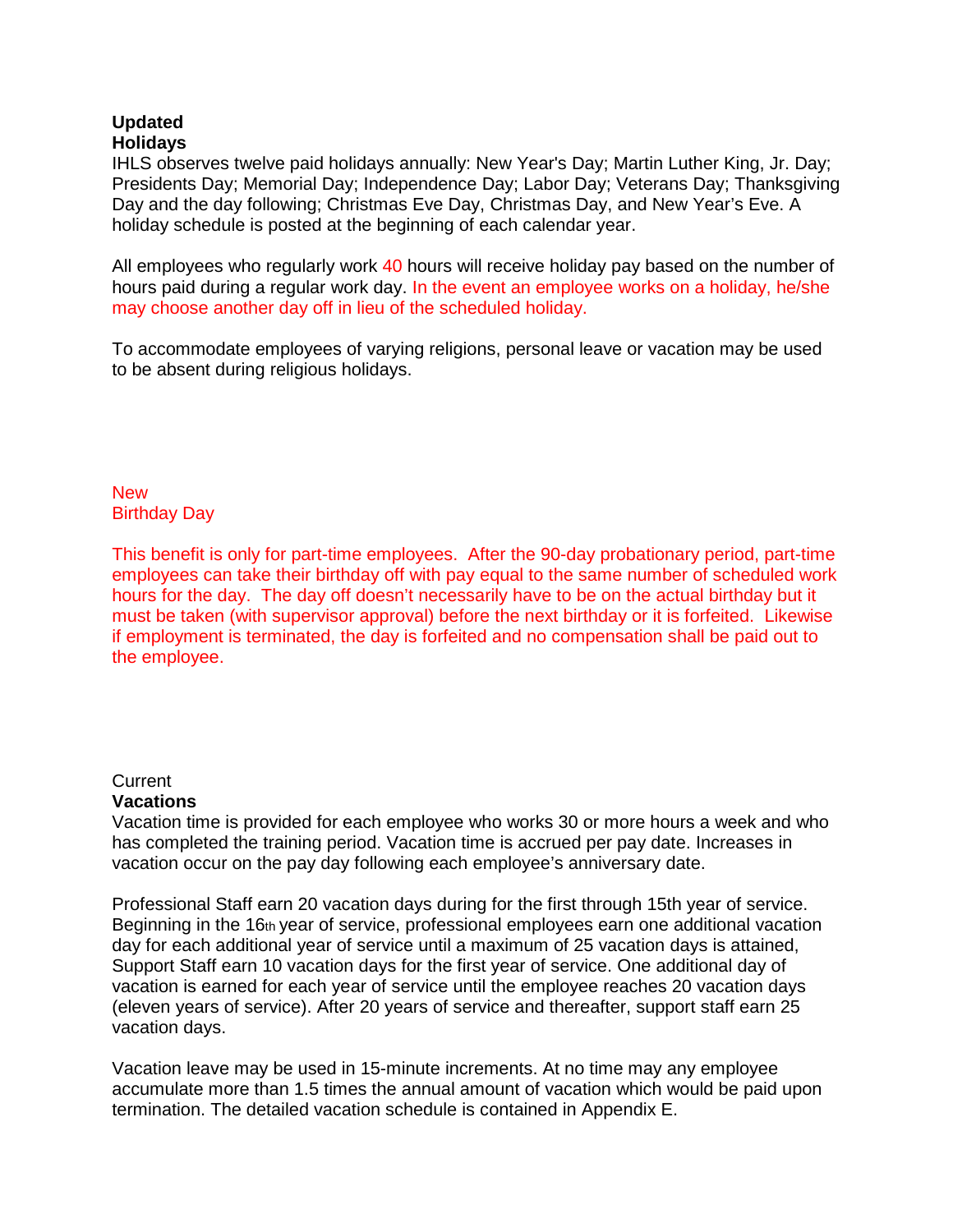**Updated**
**Holidays**

IHLS observes twelve paid holidays annually: New Year's Day; Martin Luther King, Jr. Day; Presidents Day; Memorial Day; Independence Day; Labor Day; Veterans Day; Thanksgiving Day and the day following; Christmas Eve Day, Christmas Day, and New Year's Eve. A holiday schedule is posted at the beginning of each calendar year.

All employees who regularly work 40 hours will receive holiday pay based on the number of hours paid during a regular work day. In the event an employee works on a holiday, he/she may choose another day off in lieu of the scheduled holiday.

To accommodate employees of varying religions, personal leave or vacation may be used to be absent during religious holidays.

New
Birthday Day

This benefit is only for part-time employees. After the 90-day probationary period, part-time employees can take their birthday off with pay equal to the same number of scheduled work hours for the day. The day off doesn't necessarily have to be on the actual birthday but it must be taken (with supervisor approval) before the next birthday or it is forfeited. Likewise if employment is terminated, the day is forfeited and no compensation shall be paid out to the employee.

Current
**Vacations**

Vacation time is provided for each employee who works 30 or more hours a week and who has completed the training period. Vacation time is accrued per pay date. Increases in vacation occur on the pay day following each employee's anniversary date.

Professional Staff earn 20 vacation days during for the first through 15th year of service. Beginning in the 16th year of service, professional employees earn one additional vacation day for each additional year of service until a maximum of 25 vacation days is attained, Support Staff earn 10 vacation days for the first year of service. One additional day of vacation is earned for each year of service until the employee reaches 20 vacation days (eleven years of service). After 20 years of service and thereafter, support staff earn 25 vacation days.

Vacation leave may be used in 15-minute increments. At no time may any employee accumulate more than 1.5 times the annual amount of vacation which would be paid upon termination. The detailed vacation schedule is contained in Appendix E.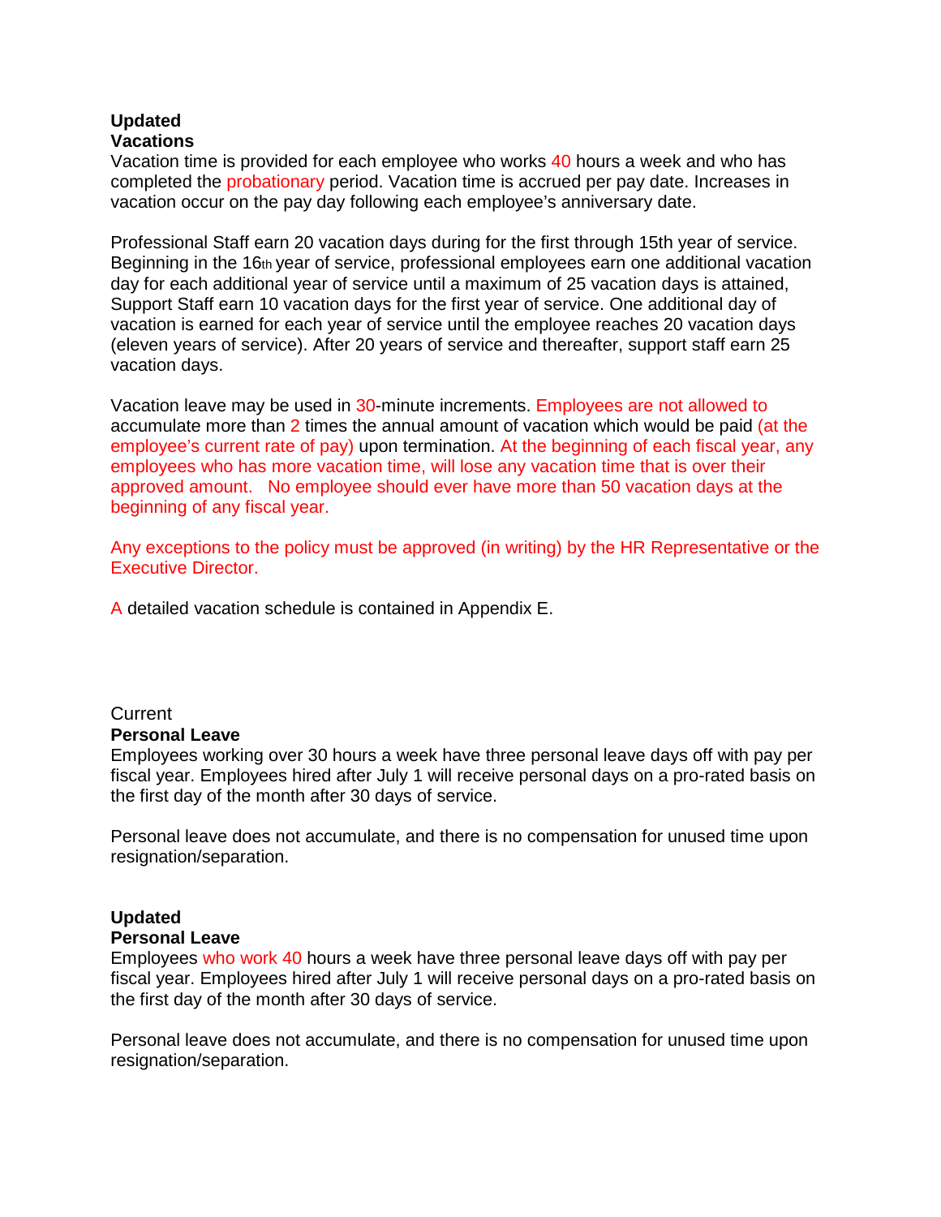**Updated**
**Vacations**
Vacation time is provided for each employee who works 40 hours a week and who has completed the probationary period. Vacation time is accrued per pay date. Increases in vacation occur on the pay day following each employee's anniversary date.

Professional Staff earn 20 vacation days during for the first through 15th year of service. Beginning in the 16th year of service, professional employees earn one additional vacation day for each additional year of service until a maximum of 25 vacation days is attained, Support Staff earn 10 vacation days for the first year of service. One additional day of vacation is earned for each year of service until the employee reaches 20 vacation days (eleven years of service). After 20 years of service and thereafter, support staff earn 25 vacation days.

Vacation leave may be used in 30-minute increments. Employees are not allowed to accumulate more than 2 times the annual amount of vacation which would be paid (at the employee's current rate of pay) upon termination. At the beginning of each fiscal year, any employees who has more vacation time, will lose any vacation time that is over their approved amount. No employee should ever have more than 50 vacation days at the beginning of any fiscal year.

Any exceptions to the policy must be approved (in writing) by the HR Representative or the Executive Director.

A detailed vacation schedule is contained in Appendix E.

Current
**Personal Leave**
Employees working over 30 hours a week have three personal leave days off with pay per fiscal year. Employees hired after July 1 will receive personal days on a pro-rated basis on the first day of the month after 30 days of service.

Personal leave does not accumulate, and there is no compensation for unused time upon resignation/separation.

**Updated**
**Personal Leave**
Employees who work 40 hours a week have three personal leave days off with pay per fiscal year. Employees hired after July 1 will receive personal days on a pro-rated basis on the first day of the month after 30 days of service.

Personal leave does not accumulate, and there is no compensation for unused time upon resignation/separation.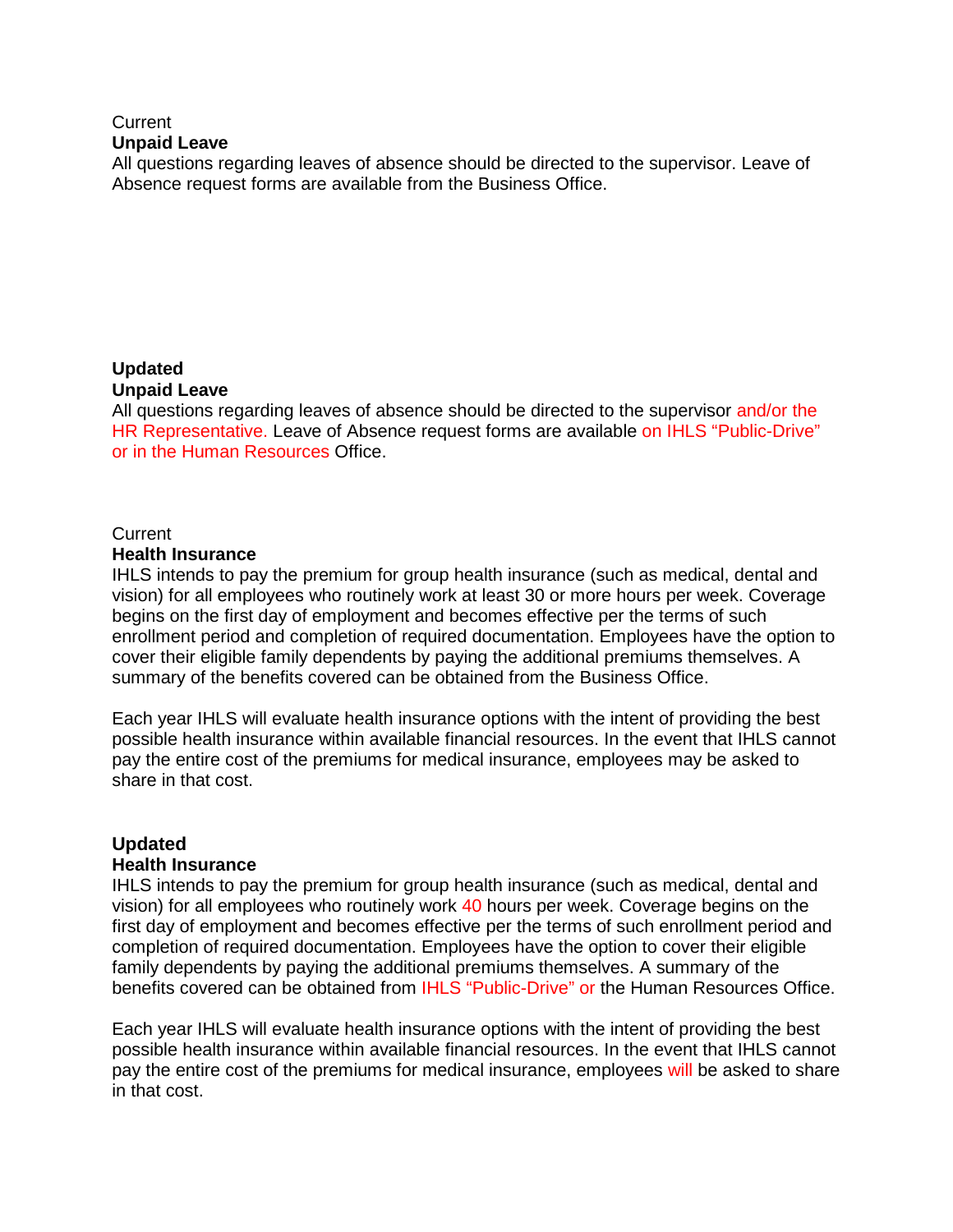Current

**Unpaid Leave**

All questions regarding leaves of absence should be directed to the supervisor. Leave of Absence request forms are available from the Business Office.

**Updated**

**Unpaid Leave**

All questions regarding leaves of absence should be directed to the supervisor and/or the HR Representative. Leave of Absence request forms are available on IHLS "Public-Drive" or in the Human Resources Office.

Current

**Health Insurance**

IHLS intends to pay the premium for group health insurance (such as medical, dental and vision) for all employees who routinely work at least 30 or more hours per week. Coverage begins on the first day of employment and becomes effective per the terms of such enrollment period and completion of required documentation. Employees have the option to cover their eligible family dependents by paying the additional premiums themselves. A summary of the benefits covered can be obtained from the Business Office.

Each year IHLS will evaluate health insurance options with the intent of providing the best possible health insurance within available financial resources. In the event that IHLS cannot pay the entire cost of the premiums for medical insurance, employees may be asked to share in that cost.

**Updated**

**Health Insurance**

IHLS intends to pay the premium for group health insurance (such as medical, dental and vision) for all employees who routinely work 40 hours per week. Coverage begins on the first day of employment and becomes effective per the terms of such enrollment period and completion of required documentation. Employees have the option to cover their eligible family dependents by paying the additional premiums themselves. A summary of the benefits covered can be obtained from IHLS "Public-Drive" or the Human Resources Office.

Each year IHLS will evaluate health insurance options with the intent of providing the best possible health insurance within available financial resources. In the event that IHLS cannot pay the entire cost of the premiums for medical insurance, employees will be asked to share in that cost.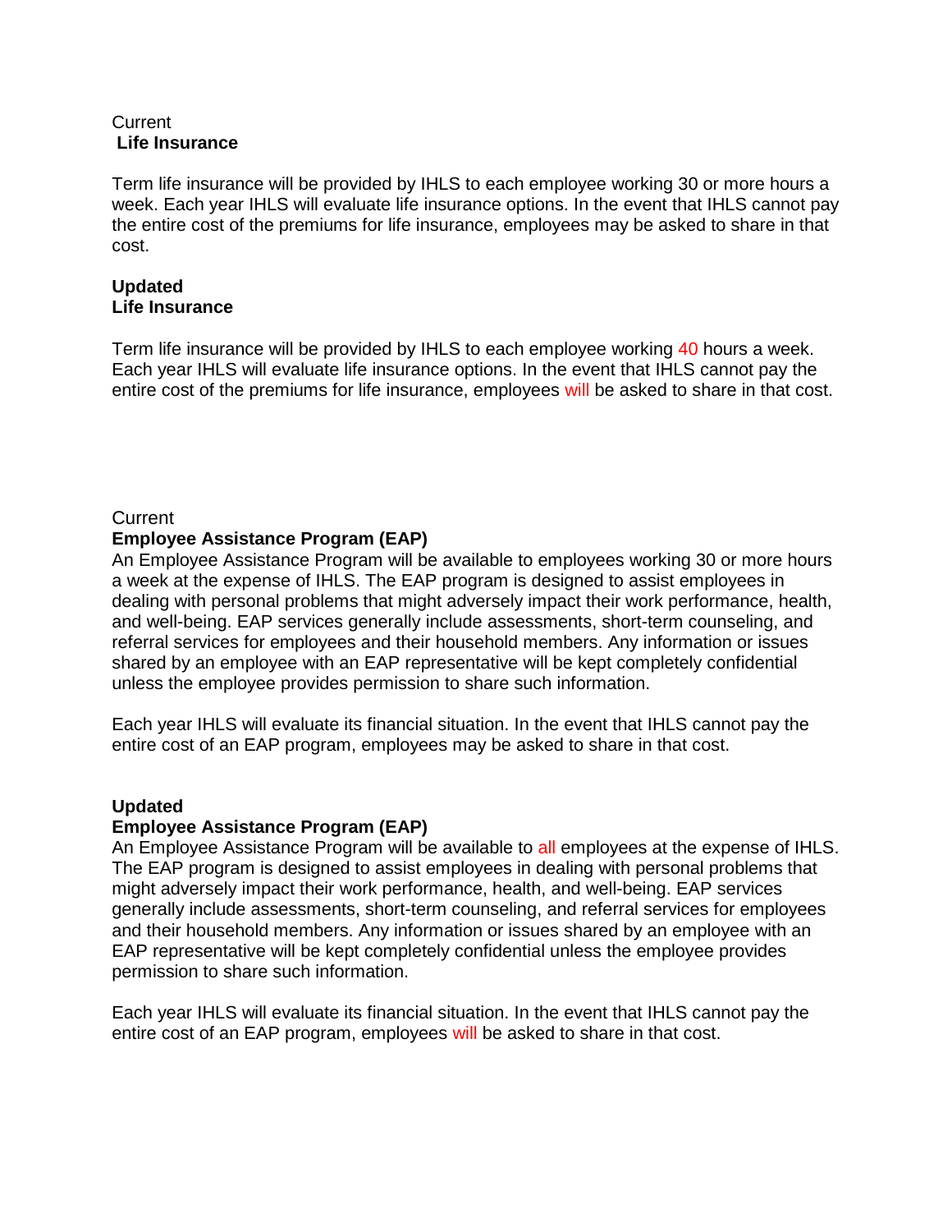Current
**Life Insurance**

Term life insurance will be provided by IHLS to each employee working 30 or more hours a week. Each year IHLS will evaluate life insurance options. In the event that IHLS cannot pay the entire cost of the premiums for life insurance, employees may be asked to share in that cost.

**Updated**
**Life Insurance**

Term life insurance will be provided by IHLS to each employee working 40 hours a week. Each year IHLS will evaluate life insurance options. In the event that IHLS cannot pay the entire cost of the premiums for life insurance, employees will be asked to share in that cost.

Current
**Employee Assistance Program (EAP)**
An Employee Assistance Program will be available to employees working 30 or more hours a week at the expense of IHLS. The EAP program is designed to assist employees in dealing with personal problems that might adversely impact their work performance, health, and well-being. EAP services generally include assessments, short-term counseling, and referral services for employees and their household members. Any information or issues shared by an employee with an EAP representative will be kept completely confidential unless the employee provides permission to share such information.

Each year IHLS will evaluate its financial situation. In the event that IHLS cannot pay the entire cost of an EAP program, employees may be asked to share in that cost.

**Updated**
**Employee Assistance Program (EAP)**
An Employee Assistance Program will be available to all employees at the expense of IHLS. The EAP program is designed to assist employees in dealing with personal problems that might adversely impact their work performance, health, and well-being. EAP services generally include assessments, short-term counseling, and referral services for employees and their household members. Any information or issues shared by an employee with an EAP representative will be kept completely confidential unless the employee provides permission to share such information.

Each year IHLS will evaluate its financial situation. In the event that IHLS cannot pay the entire cost of an EAP program, employees will be asked to share in that cost.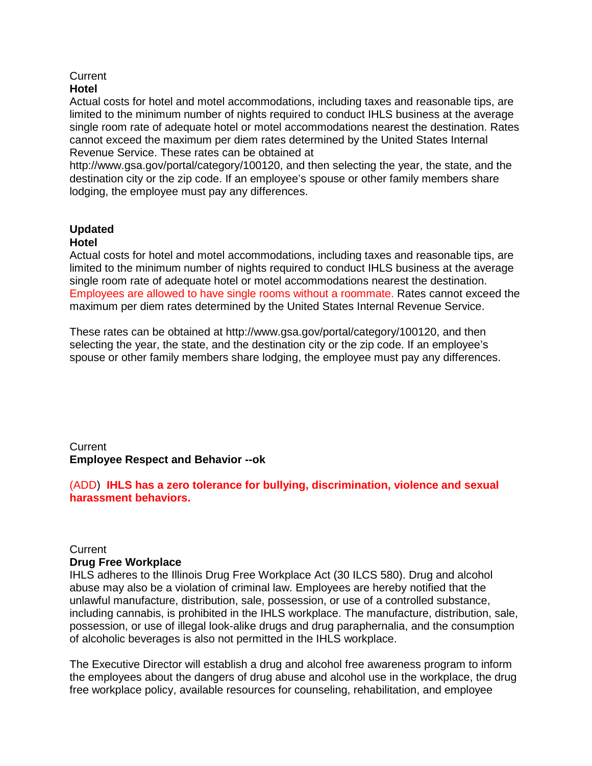Current
**Hotel**
Actual costs for hotel and motel accommodations, including taxes and reasonable tips, are limited to the minimum number of nights required to conduct IHLS business at the average single room rate of adequate hotel or motel accommodations nearest the destination. Rates cannot exceed the maximum per diem rates determined by the United States Internal Revenue Service. These rates can be obtained at http://www.gsa.gov/portal/category/100120, and then selecting the year, the state, and the destination city or the zip code. If an employee's spouse or other family members share lodging, the employee must pay any differences.

**Updated**
**Hotel**
Actual costs for hotel and motel accommodations, including taxes and reasonable tips, are limited to the minimum number of nights required to conduct IHLS business at the average single room rate of adequate hotel or motel accommodations nearest the destination. Employees are allowed to have single rooms without a roommate. Rates cannot exceed the maximum per diem rates determined by the United States Internal Revenue Service.

These rates can be obtained at http://www.gsa.gov/portal/category/100120, and then selecting the year, the state, and the destination city or the zip code. If an employee's spouse or other family members share lodging, the employee must pay any differences.

Current
**Employee Respect and Behavior --ok**

(ADD) **IHLS has a zero tolerance for bullying, discrimination, violence and sexual harassment behaviors.**

Current
**Drug Free Workplace**
IHLS adheres to the Illinois Drug Free Workplace Act (30 ILCS 580). Drug and alcohol abuse may also be a violation of criminal law. Employees are hereby notified that the unlawful manufacture, distribution, sale, possession, or use of a controlled substance, including cannabis, is prohibited in the IHLS workplace. The manufacture, distribution, sale, possession, or use of illegal look-alike drugs and drug paraphernalia, and the consumption of alcoholic beverages is also not permitted in the IHLS workplace.

The Executive Director will establish a drug and alcohol free awareness program to inform the employees about the dangers of drug abuse and alcohol use in the workplace, the drug free workplace policy, available resources for counseling, rehabilitation, and employee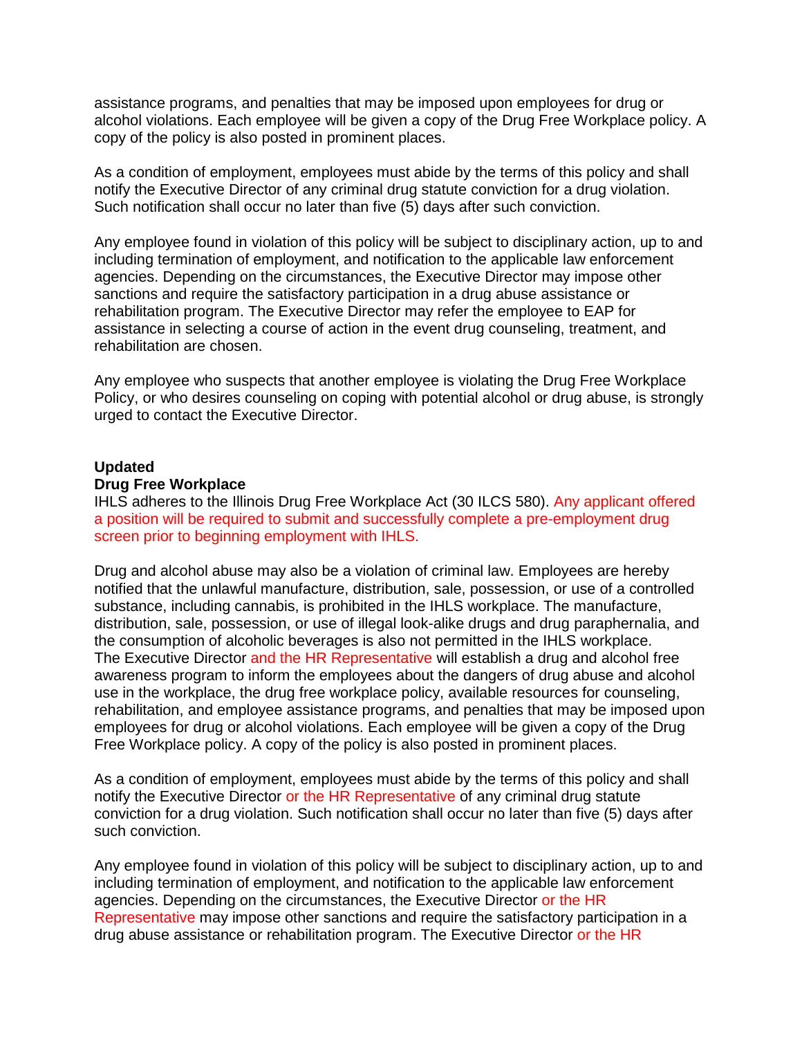assistance programs, and penalties that may be imposed upon employees for drug or alcohol violations. Each employee will be given a copy of the Drug Free Workplace policy. A copy of the policy is also posted in prominent places.

As a condition of employment, employees must abide by the terms of this policy and shall notify the Executive Director of any criminal drug statute conviction for a drug violation. Such notification shall occur no later than five (5) days after such conviction.

Any employee found in violation of this policy will be subject to disciplinary action, up to and including termination of employment, and notification to the applicable law enforcement agencies. Depending on the circumstances, the Executive Director may impose other sanctions and require the satisfactory participation in a drug abuse assistance or rehabilitation program. The Executive Director may refer the employee to EAP for assistance in selecting a course of action in the event drug counseling, treatment, and rehabilitation are chosen.

Any employee who suspects that another employee is violating the Drug Free Workplace Policy, or who desires counseling on coping with potential alcohol or drug abuse, is strongly urged to contact the Executive Director.

**Updated**
**Drug Free Workplace**

IHLS adheres to the Illinois Drug Free Workplace Act (30 ILCS 580). Any applicant offered a position will be required to submit and successfully complete a pre-employment drug screen prior to beginning employment with IHLS.

Drug and alcohol abuse may also be a violation of criminal law. Employees are hereby notified that the unlawful manufacture, distribution, sale, possession, or use of a controlled substance, including cannabis, is prohibited in the IHLS workplace. The manufacture, distribution, sale, possession, or use of illegal look-alike drugs and drug paraphernalia, and the consumption of alcoholic beverages is also not permitted in the IHLS workplace. The Executive Director and the HR Representative will establish a drug and alcohol free awareness program to inform the employees about the dangers of drug abuse and alcohol use in the workplace, the drug free workplace policy, available resources for counseling, rehabilitation, and employee assistance programs, and penalties that may be imposed upon employees for drug or alcohol violations. Each employee will be given a copy of the Drug Free Workplace policy. A copy of the policy is also posted in prominent places.

As a condition of employment, employees must abide by the terms of this policy and shall notify the Executive Director or the HR Representative of any criminal drug statute conviction for a drug violation. Such notification shall occur no later than five (5) days after such conviction.

Any employee found in violation of this policy will be subject to disciplinary action, up to and including termination of employment, and notification to the applicable law enforcement agencies. Depending on the circumstances, the Executive Director or the HR Representative may impose other sanctions and require the satisfactory participation in a drug abuse assistance or rehabilitation program. The Executive Director or the HR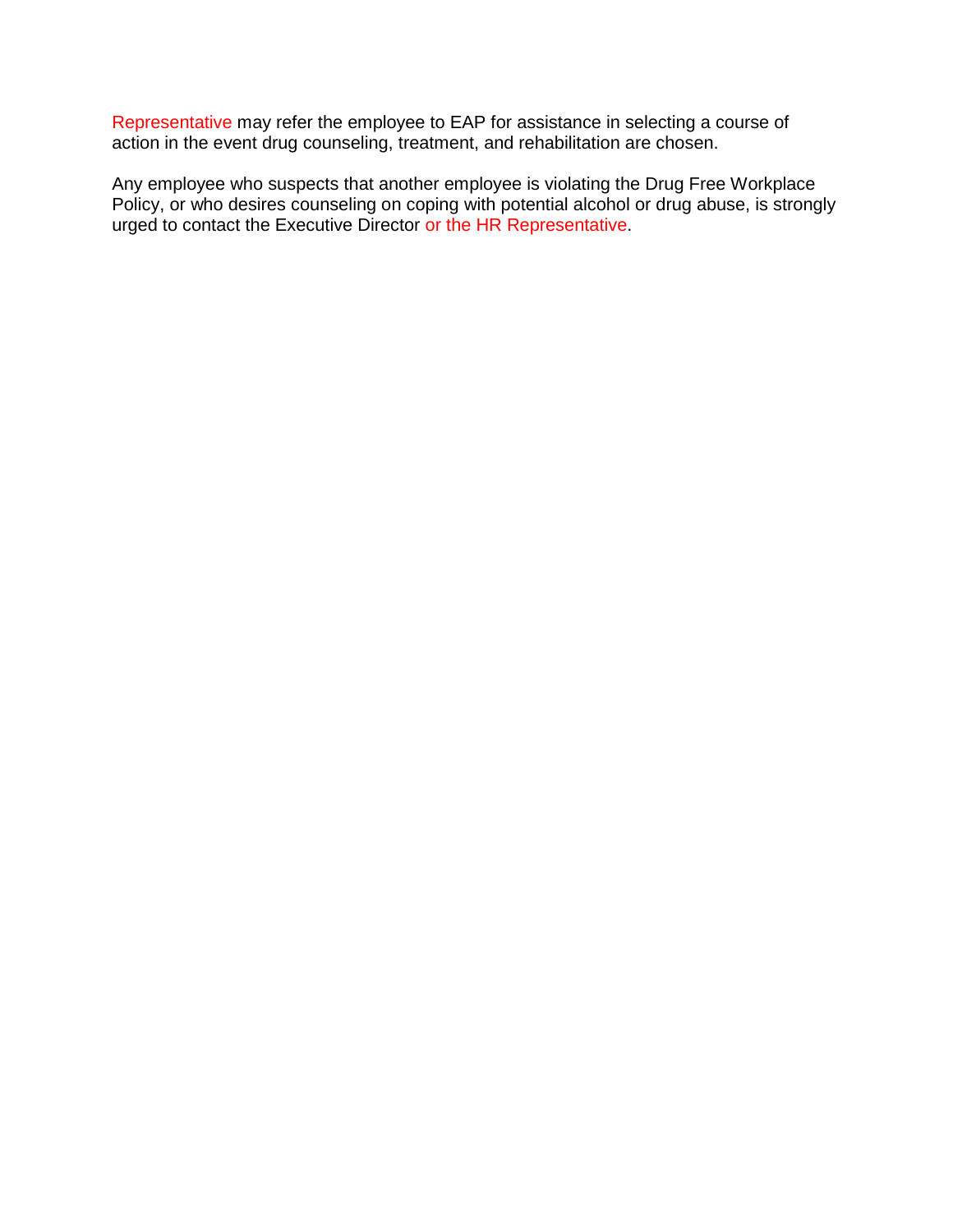Representative may refer the employee to EAP for assistance in selecting a course of action in the event drug counseling, treatment, and rehabilitation are chosen.

Any employee who suspects that another employee is violating the Drug Free Workplace Policy, or who desires counseling on coping with potential alcohol or drug abuse, is strongly urged to contact the Executive Director or the HR Representative.